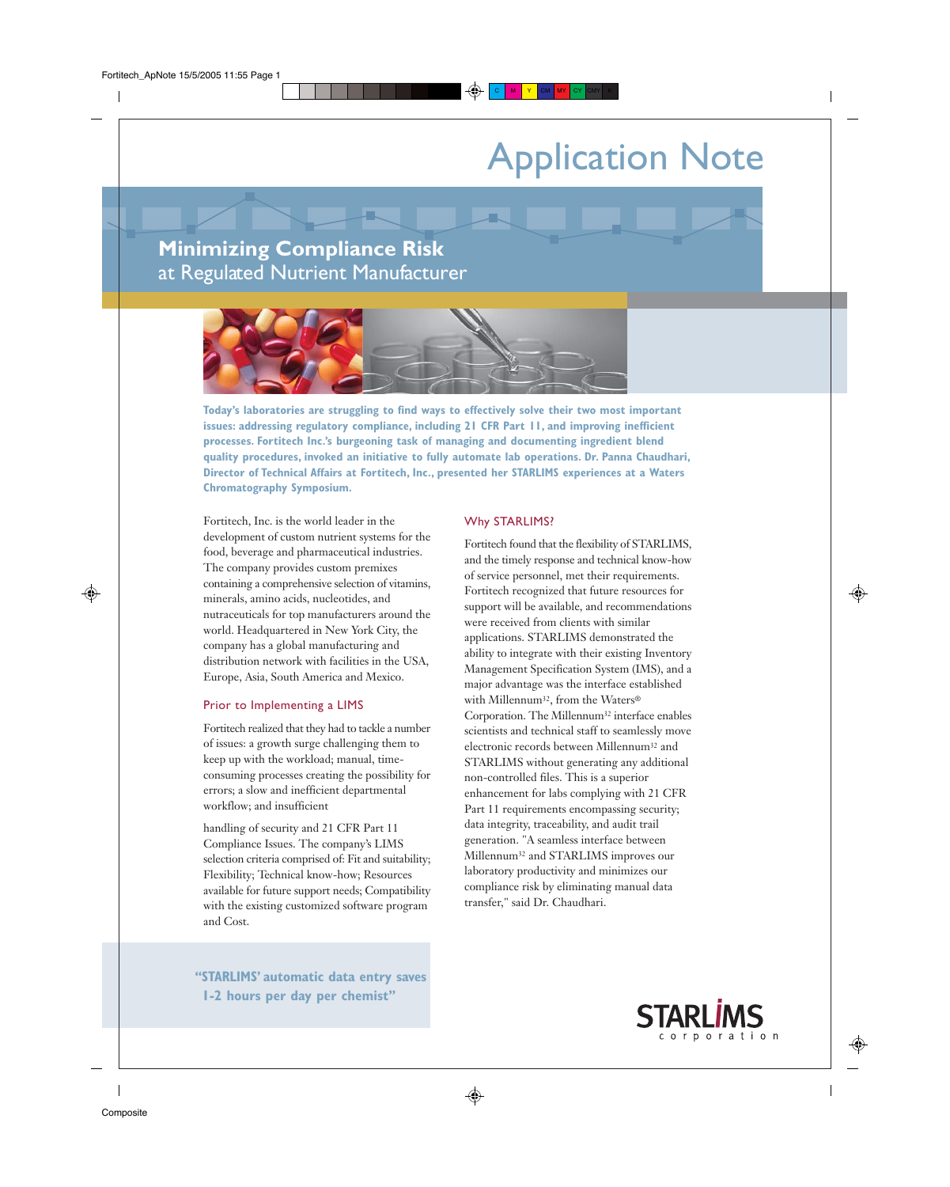# Application Note

## Minimizing Compliance Risk
at Regulated Nutrient Manufacturer

**Today's laboratories are struggling to find ways to effectively solve their two most important issues: addressing regulatory compliance, including 21 CFR Part 11, and improving inefficient processes. Fortitech Inc.'s burgeoning task of managing and documenting ingredient blend quality procedures, invoked an initiative to fully automate lab operations. Dr. Panna Chaudhari, Director of Technical Affairs at Fortitech, Inc., presented her STARLIMS experiences at a Waters Chromatography Symposium.**

Fortitech, Inc. is the world leader in the development of custom nutrient systems for the food, beverage and pharmaceutical industries. The company provides custom premixes containing a comprehensive selection of vitamins, minerals, amino acids, nucleotides, and nutraceuticals for top manufacturers around the world. Headquartered in New York City, the company has a global manufacturing and distribution network with facilities in the USA, Europe, Asia, South America and Mexico.

### Prior to Implementing a LIMS

Fortitech realized that they had to tackle a number of issues: a growth surge challenging them to keep up with the workload; manual, time-consuming processes creating the possibility for errors; a slow and inefficient departmental workflow; and insufficient handling of security and 21 CFR Part 11 Compliance Issues. The company's LIMS selection criteria comprised of: Fit and suitability; Flexibility; Technical know-how; Resources available for future support needs; Compatibility with the existing customized software program and Cost.

### Why STARLIMS?

Fortitech found that the flexibility of STARLIMS, and the timely response and technical know-how of service personnel, met their requirements. Fortitech recognized that future resources for support will be available, and recommendations were received from clients with similar applications. STARLIMS demonstrated the ability to integrate with their existing Inventory Management Specification System (IMS), and a major advantage was the interface established with Millennium³², from the Waters® Corporation. The Millennium³² interface enables scientists and technical staff to seamlessly move electronic records between Millennium³² and STARLIMS without generating any additional non-controlled files. This is a superior enhancement for labs complying with 21 CFR Part 11 requirements encompassing security; data integrity, traceability, and audit trail generation. "A seamless interface between Millennium³² and STARLIMS improves our laboratory productivity and minimizes our compliance risk by eliminating manual data transfer," said Dr. Chaudhari.

> **"STARLIMS' automatic data entry saves 1-2 hours per day per chemist"**

STARLIMS corporation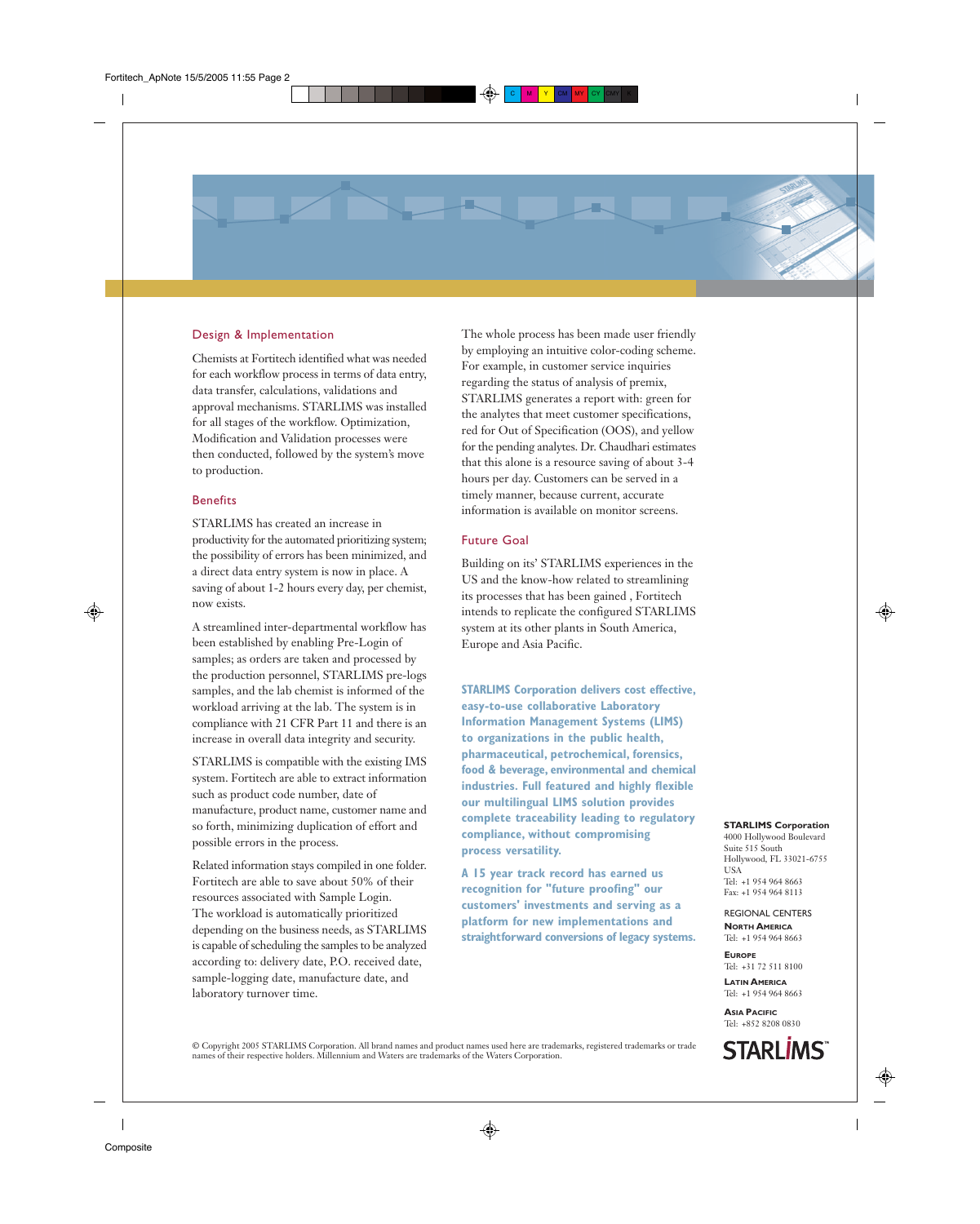## Design & Implementation

Chemists at Fortitech identified what was needed for each workflow process in terms of data entry, data transfer, calculations, validations and approval mechanisms. STARLIMS was installed for all stages of the workflow. Optimization, Modification and Validation processes were then conducted, followed by the system's move to production.

## Benefits

STARLIMS has created an increase in productivity for the automated prioritizing system; the possibility of errors has been minimized, and a direct data entry system is now in place. A saving of about 1-2 hours every day, per chemist, now exists.

A streamlined inter-departmental workflow has been established by enabling Pre-Login of samples; as orders are taken and processed by the production personnel, STARLIMS pre-logs samples, and the lab chemist is informed of the workload arriving at the lab. The system is in compliance with 21 CFR Part 11 and there is an increase in overall data integrity and security.

STARLIMS is compatible with the existing IMS system. Fortitech are able to extract information such as product code number, date of manufacture, product name, customer name and so forth, minimizing duplication of effort and possible errors in the process.

Related information stays compiled in one folder. Fortitech are able to save about 50% of their resources associated with Sample Login. The workload is automatically prioritized depending on the business needs, as STARLIMS is capable of scheduling the samples to be analyzed according to: delivery date, P.O. received date, sample-logging date, manufacture date, and laboratory turnover time.

The whole process has been made user friendly by employing an intuitive color-coding scheme. For example, in customer service inquiries regarding the status of analysis of premix, STARLIMS generates a report with: green for the analytes that meet customer specifications, red for Out of Specification (OOS), and yellow for the pending analytes. Dr. Chaudhari estimates that this alone is a resource saving of about 3-4 hours per day. Customers can be served in a timely manner, because current, accurate information is available on monitor screens.

## Future Goal

Building on its' STARLIMS experiences in the US and the know-how related to streamlining its processes that has been gained , Fortitech intends to replicate the configured STARLIMS system at its other plants in South America, Europe and Asia Pacific.

**STARLIMS Corporation delivers cost effective, easy-to-use collaborative Laboratory Information Management Systems (LIMS) to organizations in the public health, pharmaceutical, petrochemical, forensics, food & beverage, environmental and chemical industries. Full featured and highly flexible our multilingual LIMS solution provides complete traceability leading to regulatory compliance, without compromising process versatility.**

**A 15 year track record has earned us recognition for "future proofing" our customers' investments and serving as a platform for new implementations and straightforward conversions of legacy systems.**

**STARLIMS Corporation**
4000 Hollywood Boulevard
Suite 515 South
Hollywood, FL 33021-6755
USA
Tel: +1 954 964 8663
Fax: +1 954 964 8113

REGIONAL CENTERS

**North America**
Tel: +1 954 964 8663

**Europe**
Tel: +31 72 511 8100

**Latin America**
Tel: +1 954 964 8663

**Asia Pacific**
Tel: +852 8208 0830

STARLIMS™

© Copyright 2005 STARLIMS Corporation. All brand names and product names used here are trademarks, registered trademarks or trade names of their respective holders. Millennium and Waters are trademarks of the Waters Corporation.